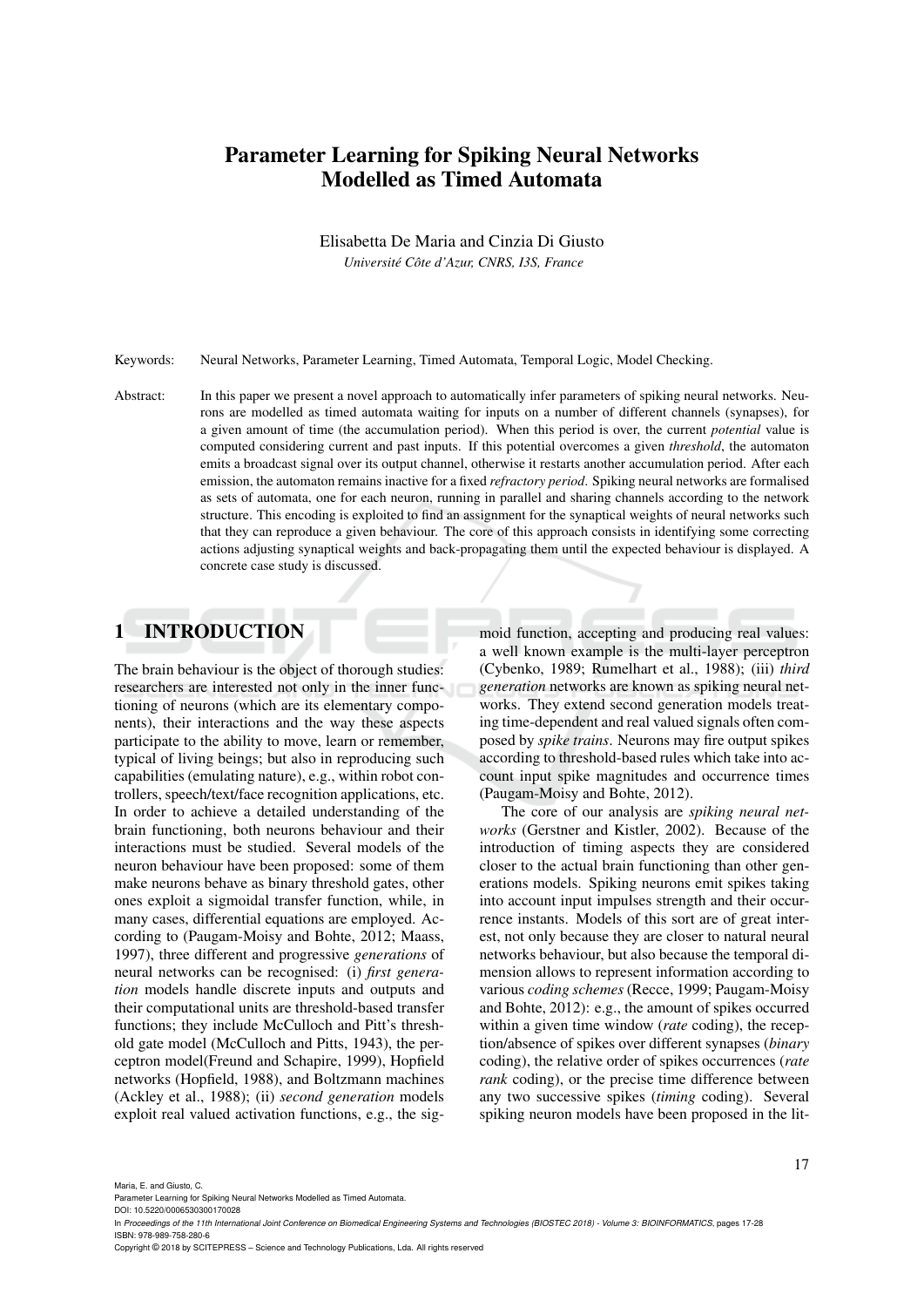# Parameter Learning for Spiking Neural Networks Modelled as Timed Automata

Elisabetta De Maria and Cinzia Di Giusto

*Université Côte d'Azur, CNRS, I3S, France*

Keywords: Neural Networks, Parameter Learning, Timed Automata, Temporal Logic, Model Checking.

Abstract: In this paper we present a novel approach to automatically infer parameters of spiking neural networks. Neurons are modelled as timed automata waiting for inputs on a number of different channels (synapses), for a given amount of time (the accumulation period). When this period is over, the current *potential* value is computed considering current and past inputs. If this potential overcomes a given *threshold*, the automaton emits a broadcast signal over its output channel, otherwise it restarts another accumulation period. After each emission, the automaton remains inactive for a fixed *refractory period*. Spiking neural networks are formalised as sets of automata, one for each neuron, running in parallel and sharing channels according to the network structure. This encoding is exploited to find an assignment for the synaptical weights of neural networks such that they can reproduce a given behaviour. The core of this approach consists in identifying some correcting actions adjusting synaptical weights and back-propagating them until the expected behaviour is displayed. A concrete case study is discussed.

## 1 INTRODUCTION

The brain behaviour is the object of thorough studies: researchers are interested not only in the inner functioning of neurons (which are its elementary components), their interactions and the way these aspects participate to the ability to move, learn or remember, typical of living beings; but also in reproducing such capabilities (emulating nature), e.g., within robot controllers, speech/text/face recognition applications, etc. In order to achieve a detailed understanding of the brain functioning, both neurons behaviour and their interactions must be studied. Several models of the neuron behaviour have been proposed: some of them make neurons behave as binary threshold gates, other ones exploit a sigmoidal transfer function, while, in many cases, differential equations are employed. According to (Paugam-Moisy and Bohte, 2012; Maass, 1997), three different and progressive *generations* of neural networks can be recognised: (i) *first generation* models handle discrete inputs and outputs and their computational units are threshold-based transfer functions; they include McCulloch and Pitt's threshold gate model (McCulloch and Pitts, 1943), the perceptron model(Freund and Schapire, 1999), Hopfield networks (Hopfield, 1988), and Boltzmann machines (Ackley et al., 1988); (ii) *second generation* models exploit real valued activation functions, e.g., the sigmoid function, accepting and producing real values: a well known example is the multi-layer perceptron (Cybenko, 1989; Rumelhart et al., 1988); (iii) *third generation* networks are known as spiking neural networks. They extend second generation models treating time-dependent and real valued signals often composed by *spike trains*. Neurons may fire output spikes according to threshold-based rules which take into account input spike magnitudes and occurrence times (Paugam-Moisy and Bohte, 2012).

The core of our analysis are *spiking neural networks* (Gerstner and Kistler, 2002). Because of the introduction of timing aspects they are considered closer to the actual brain functioning than other generations models. Spiking neurons emit spikes taking into account input impulses strength and their occurrence instants. Models of this sort are of great interest, not only because they are closer to natural neural networks behaviour, but also because the temporal dimension allows to represent information according to various *coding schemes* (Recce, 1999; Paugam-Moisy and Bohte, 2012): e.g., the amount of spikes occurred within a given time window (*rate* coding), the reception/absence of spikes over different synapses (*binary* coding), the relative order of spikes occurrences (*rate rank* coding), or the precise time difference between any two successive spikes (*timing* coding). Several spiking neuron models have been proposed in the lit-

Maria, E. and Giusto, C.
Parameter Learning for Spiking Neural Networks Modelled as Timed Automata.
DOI: 10.5220/0006530300170028
In *Proceedings of the 11th International Joint Conference on Biomedical Engineering Systems and Technologies (BIOSTEC 2018) - Volume 3: BIOINFORMATICS*, pages 17-28
ISBN: 978-989-758-280-6
Copyright © 2018 by SCITEPRESS – Science and Technology Publications, Lda. All rights reserved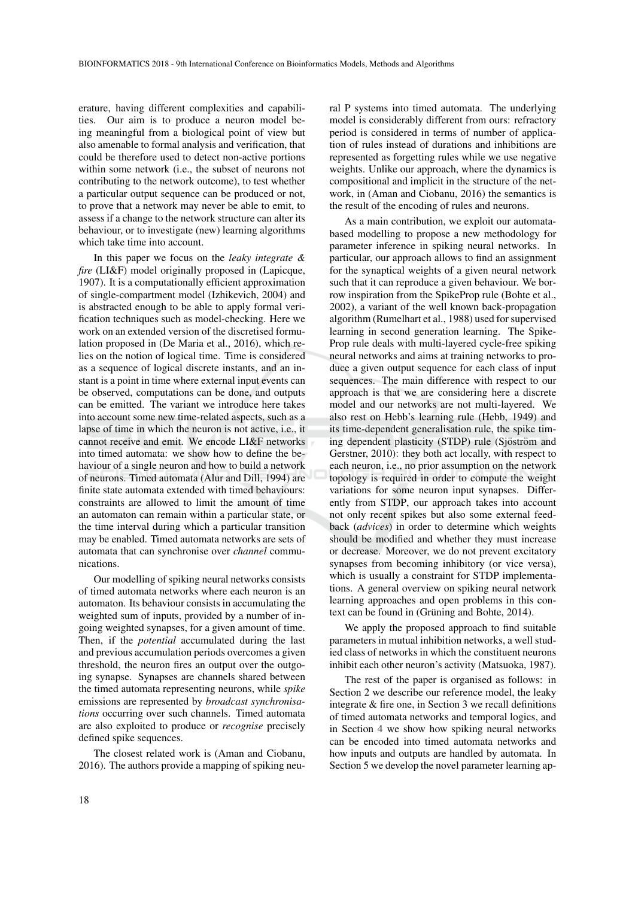erature, having different complexities and capabilities. Our aim is to produce a neuron model being meaningful from a biological point of view but also amenable to formal analysis and verification, that could be therefore used to detect non-active portions within some network (i.e., the subset of neurons not contributing to the network outcome), to test whether a particular output sequence can be produced or not, to prove that a network may never be able to emit, to assess if a change to the network structure can alter its behaviour, or to investigate (new) learning algorithms which take time into account.

In this paper we focus on the *leaky integrate & fire* (LI&F) model originally proposed in (Lapicque, 1907). It is a computationally efficient approximation of single-compartment model (Izhikevich, 2004) and is abstracted enough to be able to apply formal verification techniques such as model-checking. Here we work on an extended version of the discretised formulation proposed in (De Maria et al., 2016), which relies on the notion of logical time. Time is considered as a sequence of logical discrete instants, and an instant is a point in time where external input events can be observed, computations can be done, and outputs can be emitted. The variant we introduce here takes into account some new time-related aspects, such as a lapse of time in which the neuron is not active, i.e., it cannot receive and emit. We encode LI&F networks into timed automata: we show how to define the behaviour of a single neuron and how to build a network of neurons. Timed automata (Alur and Dill, 1994) are finite state automata extended with timed behaviours: constraints are allowed to limit the amount of time an automaton can remain within a particular state, or the time interval during which a particular transition may be enabled. Timed automata networks are sets of automata that can synchronise over *channel* communications.

Our modelling of spiking neural networks consists of timed automata networks where each neuron is an automaton. Its behaviour consists in accumulating the weighted sum of inputs, provided by a number of ingoing weighted synapses, for a given amount of time. Then, if the *potential* accumulated during the last and previous accumulation periods overcomes a given threshold, the neuron fires an output over the outgoing synapse. Synapses are channels shared between the timed automata representing neurons, while *spike* emissions are represented by *broadcast synchronisations* occurring over such channels. Timed automata are also exploited to produce or *recognise* precisely defined spike sequences.

The closest related work is (Aman and Ciobanu, 2016). The authors provide a mapping of spiking neural P systems into timed automata. The underlying model is considerably different from ours: refractory period is considered in terms of number of application of rules instead of durations and inhibitions are represented as forgetting rules while we use negative weights. Unlike our approach, where the dynamics is compositional and implicit in the structure of the network, in (Aman and Ciobanu, 2016) the semantics is the result of the encoding of rules and neurons.

As a main contribution, we exploit our automata-based modelling to propose a new methodology for parameter inference in spiking neural networks. In particular, our approach allows to find an assignment for the synaptical weights of a given neural network such that it can reproduce a given behaviour. We borrow inspiration from the SpikeProp rule (Bohte et al., 2002), a variant of the well known back-propagation algorithm (Rumelhart et al., 1988) used for supervised learning in second generation learning. The SpikeProp rule deals with multi-layered cycle-free spiking neural networks and aims at training networks to produce a given output sequence for each class of input sequences. The main difference with respect to our approach is that we are considering here a discrete model and our networks are not multi-layered. We also rest on Hebb's learning rule (Hebb, 1949) and its time-dependent generalisation rule, the spike timing dependent plasticity (STDP) rule (Sjöström and Gerstner, 2010): they both act locally, with respect to each neuron, i.e., no prior assumption on the network topology is required in order to compute the weight variations for some neuron input synapses. Differently from STDP, our approach takes into account not only recent spikes but also some external feedback (*advices*) in order to determine which weights should be modified and whether they must increase or decrease. Moreover, we do not prevent excitatory synapses from becoming inhibitory (or vice versa), which is usually a constraint for STDP implementations. A general overview on spiking neural network learning approaches and open problems in this context can be found in (Grüning and Bohte, 2014).

We apply the proposed approach to find suitable parameters in mutual inhibition networks, a well studied class of networks in which the constituent neurons inhibit each other neuron's activity (Matsuoka, 1987).

The rest of the paper is organised as follows: in Section 2 we describe our reference model, the leaky integrate & fire one, in Section 3 we recall definitions of timed automata networks and temporal logics, and in Section 4 we show how spiking neural networks can be encoded into timed automata networks and how inputs and outputs are handled by automata. In Section 5 we develop the novel parameter learning ap-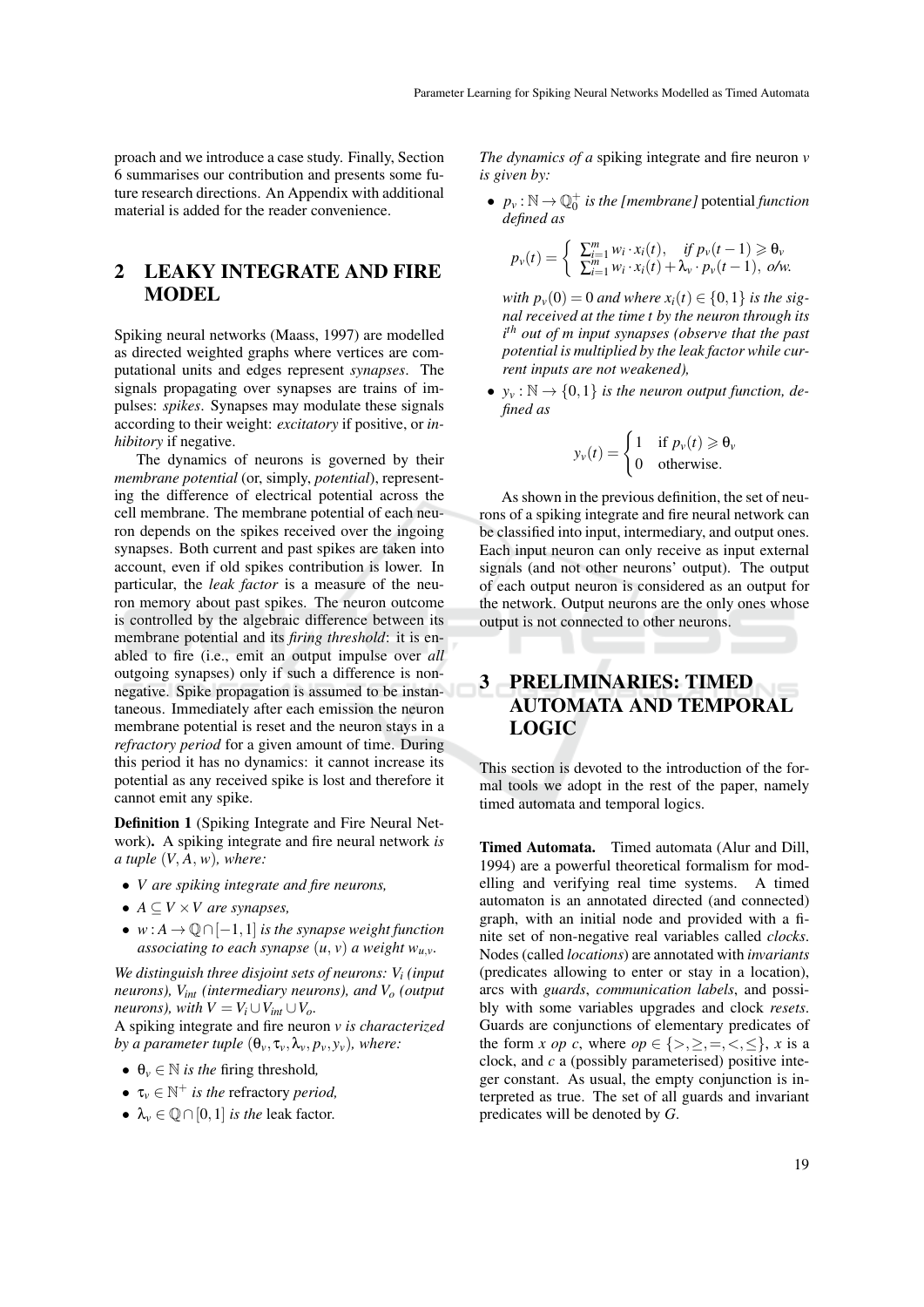proach and we introduce a case study. Finally, Section 6 summarises our contribution and presents some future research directions. An Appendix with additional material is added for the reader convenience.

## 2 LEAKY INTEGRATE AND FIRE MODEL

Spiking neural networks (Maass, 1997) are modelled as directed weighted graphs where vertices are computational units and edges represent *synapses*. The signals propagating over synapses are trains of impulses: *spikes*. Synapses may modulate these signals according to their weight: *excitatory* if positive, or *inhibitory* if negative.

The dynamics of neurons is governed by their *membrane potential* (or, simply, *potential*), representing the difference of electrical potential across the cell membrane. The membrane potential of each neuron depends on the spikes received over the ingoing synapses. Both current and past spikes are taken into account, even if old spikes contribution is lower. In particular, the *leak factor* is a measure of the neuron memory about past spikes. The neuron outcome is controlled by the algebraic difference between its membrane potential and its *firing threshold*: it is enabled to fire (i.e., emit an output impulse over *all* outgoing synapses) only if such a difference is non-negative. Spike propagation is assumed to be instantaneous. Immediately after each emission the neuron membrane potential is reset and the neuron stays in a *refractory period* for a given amount of time. During this period it has no dynamics: it cannot increase its potential as any received spike is lost and therefore it cannot emit any spike.

**Definition 1** (Spiking Integrate and Fire Neural Network)**.** A spiking integrate and fire neural network *is a tuple* $(V, A, w)$*, where:*

- $V$ *are spiking integrate and fire neurons,*
- $A \subseteq V \times V$ *are synapses,*
- $w : A \to \mathbb{Q} \cap [-1, 1]$ *is the synapse weight function associating to each synapse* $(u, v)$ *a weight* $w_{u,v}$*.*

*We distinguish three disjoint sets of neurons:* $V_i$ *(input neurons),* $V_{int}$ *(intermediary neurons), and* $V_o$ *(output neurons), with* $V = V_i \cup V_{int} \cup V_o$*.*
*A spiking integrate and fire neuron* $v$ *is characterized by a parameter tuple* $(\theta_v, \tau_v, \lambda_v, p_v, y_v)$*, where:*

- $\theta_v \in \mathbb{N}$ *is the* firing threshold*,*
- $\tau_v \in \mathbb{N}^+$ *is the* refractory *period,*
- $\lambda_v \in \mathbb{Q} \cap [0, 1]$ *is the* leak factor*.*

*The dynamics of a* spiking integrate and fire neuron $v$ *is given by:*

- $p_v : \mathbb{N} \to \mathbb{Q}_0^+$ *is the [membrane]* potential *function defined as*

$$p_v(t) = \begin{cases} \sum_{i=1}^{m} w_i \cdot x_i(t), & \text{if } p_v(t-1) \geqslant \theta_v \\ \sum_{i=1}^{m} w_i \cdot x_i(t) + \lambda_v \cdot p_v(t-1), & \text{o/w.} \end{cases}$$

  *with* $p_v(0) = 0$ *and where* $x_i(t) \in \{0, 1\}$ *is the signal received at the time* $t$ *by the neuron through its* $i^{th}$ *out of* $m$ *input synapses (observe that the past potential is multiplied by the leak factor while current inputs are not weakened),*

- $y_v : \mathbb{N} \to \{0, 1\}$ *is the neuron output function, defined as*

$$y_v(t) = \begin{cases} 1 & \text{if } p_v(t) \geqslant \theta_v \\ 0 & \text{otherwise.} \end{cases}$$

As shown in the previous definition, the set of neurons of a spiking integrate and fire neural network can be classified into input, intermediary, and output ones. Each input neuron can only receive as input external signals (and not other neurons' output). The output of each output neuron is considered as an output for the network. Output neurons are the only ones whose output is not connected to other neurons.

## 3 PRELIMINARIES: TIMED AUTOMATA AND TEMPORAL LOGIC

This section is devoted to the introduction of the formal tools we adopt in the rest of the paper, namely timed automata and temporal logics.

**Timed Automata.** Timed automata (Alur and Dill, 1994) are a powerful theoretical formalism for modelling and verifying real time systems. A timed automaton is an annotated directed (and connected) graph, with an initial node and provided with a finite set of non-negative real variables called *clocks*. Nodes (called *locations*) are annotated with *invariants* (predicates allowing to enter or stay in a location), arcs with *guards*, *communication labels*, and possibly with some variables upgrades and clock *resets*. Guards are conjunctions of elementary predicates of the form $x\ op\ c$, where $op \in \{>, \geq, =, <, \leq\}$, $x$ is a clock, and $c$ a (possibly parameterised) positive integer constant. As usual, the empty conjunction is interpreted as true. The set of all guards and invariant predicates will be denoted by $G$.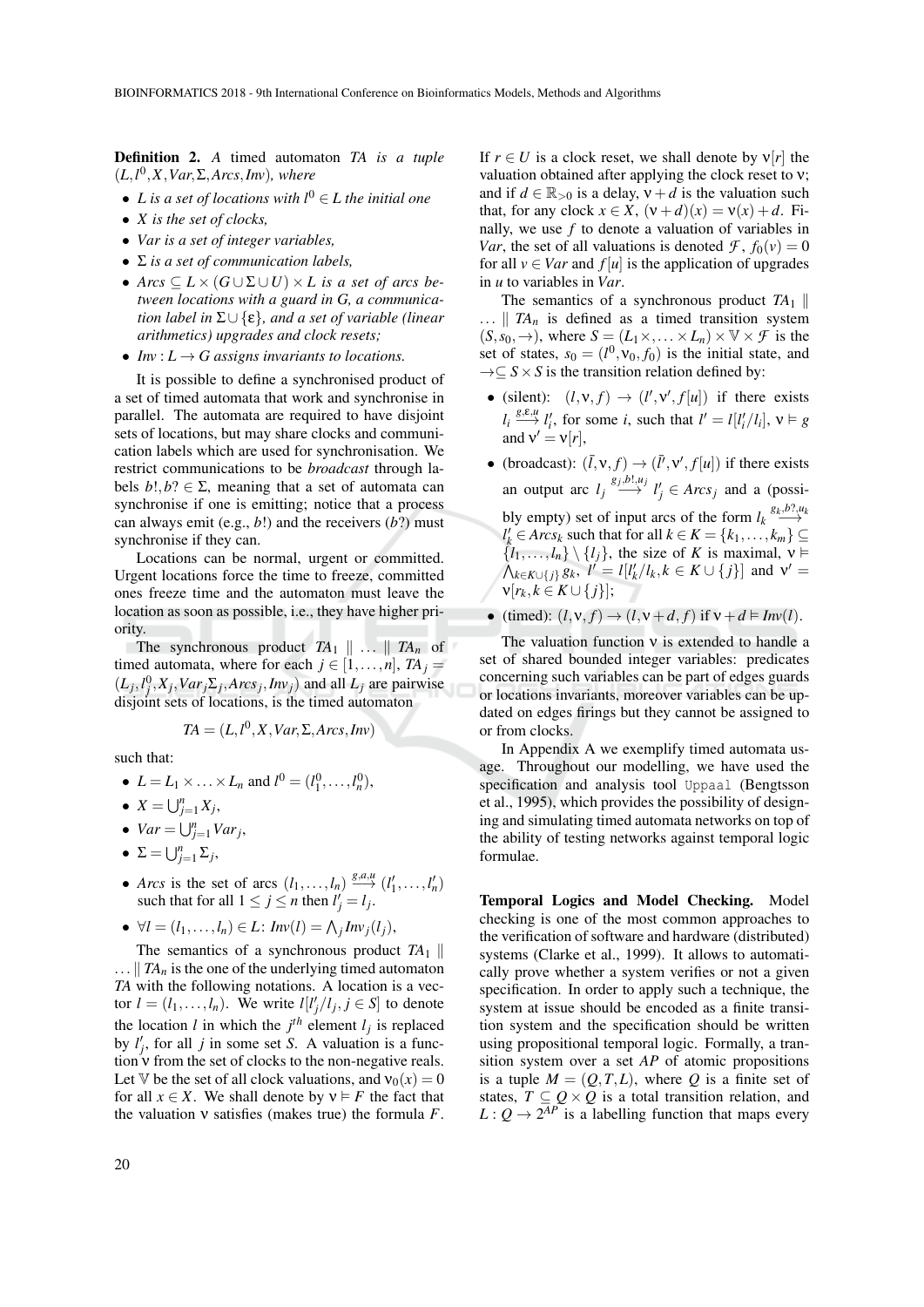**Definition 2.** *A* timed automaton *TA is a tuple* $(L, l^0, X, Var, \Sigma, Arcs, Inv)$*, where*

- *$L$ is a set of locations with $l^0 \in L$ the initial one*
- *$X$ is the set of clocks,*
- *$Var$ is a set of integer variables,*
- *$\Sigma$ is a set of communication labels,*
- *$Arcs \subseteq L \times (G \cup \Sigma \cup U) \times L$ is a set of arcs between locations with a guard in $G$, a communication label in $\Sigma \cup \{\varepsilon\}$, and a set of variable (linear arithmetics) upgrades and clock resets;*
- *$Inv : L \to G$ assigns invariants to locations.*

It is possible to define a synchronised product of a set of timed automata that work and synchronise in parallel. The automata are required to have disjoint sets of locations, but may share clocks and communication labels which are used for synchronisation. We restrict communications to be *broadcast* through labels $b!, b? \in \Sigma$, meaning that a set of automata can synchronise if one is emitting; notice that a process can always emit (e.g., $b!$) and the receivers ($b?$) must synchronise if they can.

Locations can be normal, urgent or committed. Urgent locations force the time to freeze, committed ones freeze time and the automaton must leave the location as soon as possible, i.e., they have higher priority.

The synchronous product $TA_1 \parallel \ldots \parallel TA_n$ of timed automata, where for each $j \in [1, \ldots, n]$, $TA_j = (L_j, l_j^0, X_j, Var_j \Sigma_j, Arcs_j, Inv_j)$ and all $L_j$ are pairwise disjoint sets of locations, is the timed automaton

$$TA = (L, l^0, X, Var, \Sigma, Arcs, Inv)$$

such that:

- $L = L_1 \times \ldots \times L_n$ and $l^0 = (l_1^0, \ldots, l_n^0)$,
- $X = \bigcup_{j=1}^{n} X_j$,
- $Var = \bigcup_{j=1}^{n} Var_j$,
- $\Sigma = \bigcup_{j=1}^{n} \Sigma_j$,
- $Arcs$ is the set of arcs $(l_1, \ldots, l_n) \xrightarrow{g,a,u} (l'_1, \ldots, l'_n)$ such that for all $1 \leq j \leq n$ then $l'_j = l_j$.
- $\forall l = (l_1, \ldots, l_n) \in L$: $Inv(l) = \bigwedge_j Inv_j(l_j)$,

The semantics of a synchronous product $TA_1 \parallel \ldots \parallel TA_n$ is the one of the underlying timed automaton $TA$ with the following notations. A location is a vector $l = (l_1, \ldots, l_n)$. We write $l[l'_j/l_j, j \in S]$ to denote the location $l$ in which the $j^{th}$ element $l_j$ is replaced by $l'_j$, for all $j$ in some set $S$. A valuation is a function $\nu$ from the set of clocks to the non-negative reals. Let $\mathbb{V}$ be the set of all clock valuations, and $\nu_0(x) = 0$ for all $x \in X$. We shall denote by $\nu \models F$ the fact that the valuation $\nu$ satisfies (makes true) the formula $F$. If $r \in U$ is a clock reset, we shall denote by $\nu[r]$ the valuation obtained after applying the clock reset to $\nu$; and if $d \in \mathbb{R}_{>0}$ is a delay, $\nu + d$ is the valuation such that, for any clock $x \in X$, $(\nu + d)(x) = \nu(x) + d$. Finally, we use $f$ to denote a valuation of variables in $Var$, the set of all valuations is denoted $\mathcal{F}$, $f_0(v) = 0$ for all $v \in Var$ and $f[u]$ is the application of upgrades in $u$ to variables in $Var$.

The semantics of a synchronous product $TA_1 \parallel \ldots \parallel TA_n$ is defined as a timed transition system $(S, s_0, \to)$, where $S = (L_1 \times, \ldots \times L_n) \times \mathbb{V} \times \mathcal{F}$ is the set of states, $s_0 = (l^0, \nu_0, f_0)$ is the initial state, and $\to \subseteq S \times S$ is the transition relation defined by:

- (silent): $(l, \nu, f) \to (l', \nu', f[u])$ if there exists $l_i \xrightarrow{g,\varepsilon,u} l'_i$, for some $i$, such that $l' = l[l'_i/l_i]$, $\nu \models g$ and $\nu' = \nu[r]$,
- (broadcast): $(\bar{l}, \nu, f) \to (\bar{l}', \nu', f[u])$ if there exists an output arc $l_j \xrightarrow{g_j, b!, u_j} l'_j \in Arcs_j$ and a (possibly empty) set of input arcs of the form $l_k \xrightarrow{g_k, b?, u_k} l'_k \in Arcs_k$ such that for all $k \in K = \{k_1, \ldots, k_m\} \subseteq \{l_1, \ldots, l_n\} \setminus \{l_j\}$, the size of $K$ is maximal, $\nu \models \bigwedge_{k \in K \cup \{j\}} g_k$, $l' = l[l'_k/l_k, k \in K \cup \{j\}]$ and $\nu' = \nu[r_k, k \in K \cup \{j\}]$;
- (timed): $(l, \nu, f) \to (l, \nu + d, f)$ if $\nu + d \models Inv(l)$.

The valuation function $\nu$ is extended to handle a set of shared bounded integer variables: predicates concerning such variables can be part of edges guards or locations invariants, moreover variables can be updated on edges firings but they cannot be assigned to or from clocks.

In Appendix A we exemplify timed automata usage. Throughout our modelling, we have used the specification and analysis tool `Uppaal` (Bengtsson et al., 1995), which provides the possibility of designing and simulating timed automata networks on top of the ability of testing networks against temporal logic formulae.

**Temporal Logics and Model Checking.** Model checking is one of the most common approaches to the verification of software and hardware (distributed) systems (Clarke et al., 1999). It allows to automatically prove whether a system verifies or not a given specification. In order to apply such a technique, the system at issue should be encoded as a finite transition system and the specification should be written using propositional temporal logic. Formally, a transition system over a set $AP$ of atomic propositions is a tuple $M = (Q, T, L)$, where $Q$ is a finite set of states, $T \subseteq Q \times Q$ is a total transition relation, and $L : Q \to 2^{AP}$ is a labelling function that maps every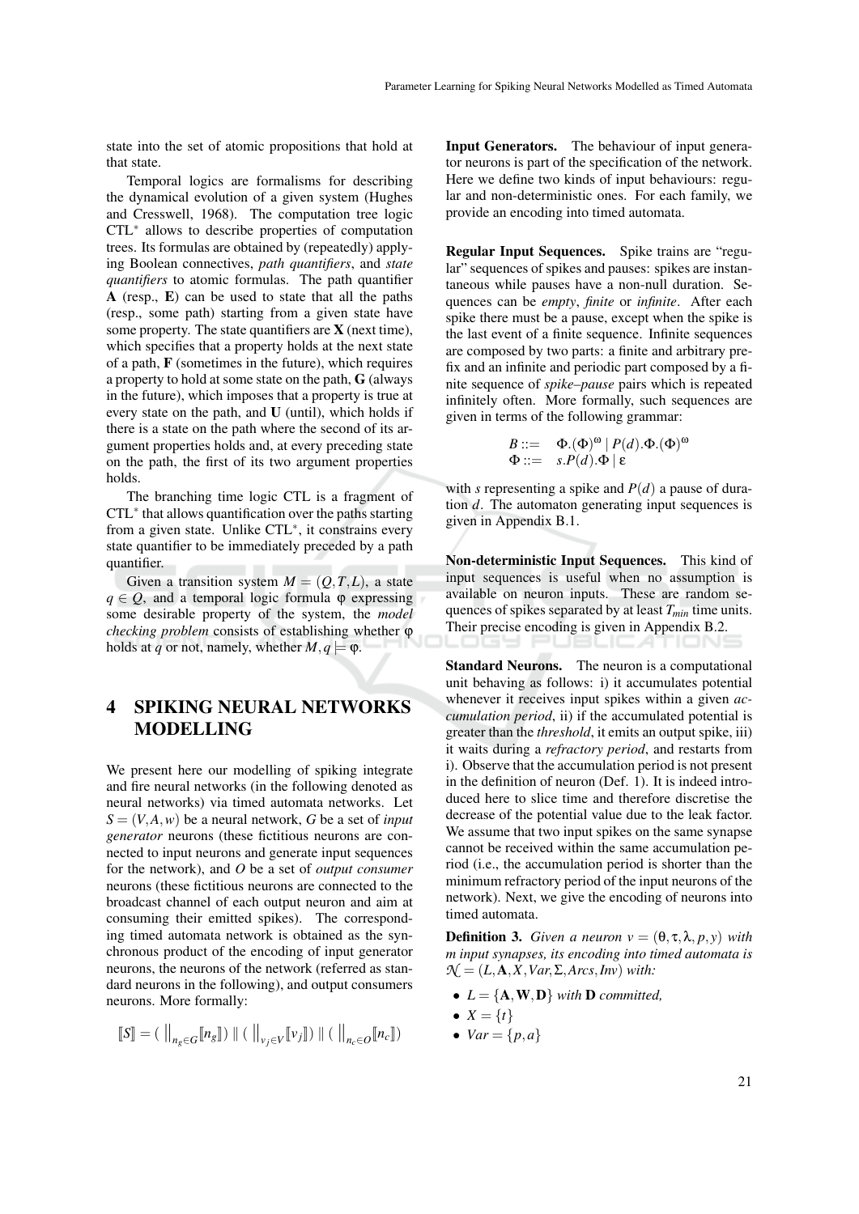state into the set of atomic propositions that hold at that state.

Temporal logics are formalisms for describing the dynamical evolution of a given system (Hughes and Cresswell, 1968). The computation tree logic CTL$^*$ allows to describe properties of computation trees. Its formulas are obtained by (repeatedly) applying Boolean connectives, *path quantifiers*, and *state quantifiers* to atomic formulas. The path quantifier **A** (resp., **E**) can be used to state that all the paths (resp., some path) starting from a given state have some property. The state quantifiers are **X** (next time), which specifies that a property holds at the next state of a path, **F** (sometimes in the future), which requires a property to hold at some state on the path, **G** (always in the future), which imposes that a property is true at every state on the path, and **U** (until), which holds if there is a state on the path where the second of its argument properties holds and, at every preceding state on the path, the first of its two argument properties holds.

The branching time logic CTL is a fragment of CTL$^*$ that allows quantification over the paths starting from a given state. Unlike CTL$^*$, it constrains every state quantifier to be immediately preceded by a path quantifier.

Given a transition system $M = (Q, T, L)$, a state $q \in Q$, and a temporal logic formula $\varphi$ expressing some desirable property of the system, the *model checking problem* consists of establishing whether $\varphi$ holds at $q$ or not, namely, whether $M, q \models \varphi$.

# 4 SPIKING NEURAL NETWORKS MODELLING

We present here our modelling of spiking integrate and fire neural networks (in the following denoted as neural networks) via timed automata networks. Let $S = (V, A, w)$ be a neural network, $G$ be a set of *input generator* neurons (these fictitious neurons are connected to input neurons and generate input sequences for the network), and $O$ be a set of *output consumer* neurons (these fictitious neurons are connected to the broadcast channel of each output neuron and aim at consuming their emitted spikes). The corresponding timed automata network is obtained as the synchronous product of the encoding of input generator neurons, the neurons of the network (referred as standard neurons in the following), and output consumers neurons. More formally:

$$[\![S]\!] = (\ \|_{n_g \in G} [\![n_g]\!]) \parallel (\ \|_{v_j \in V} [\![v_j]\!]) \parallel (\ \|_{n_c \in O} [\![n_c]\!])$$

**Input Generators.** The behaviour of input generator neurons is part of the specification of the network. Here we define two kinds of input behaviours: regular and non-deterministic ones. For each family, we provide an encoding into timed automata.

**Regular Input Sequences.** Spike trains are "regular" sequences of spikes and pauses: spikes are instantaneous while pauses have a non-null duration. Sequences can be *empty*, *finite* or *infinite*. After each spike there must be a pause, except when the spike is the last event of a finite sequence. Infinite sequences are composed by two parts: a finite and arbitrary prefix and an infinite and periodic part composed by a finite sequence of *spike–pause* pairs which is repeated infinitely often. More formally, such sequences are given in terms of the following grammar:

$$\begin{aligned} B &::= \quad \Phi.(\Phi)^{\omega} \mid P(d).\Phi.(\Phi)^{\omega} \\ \Phi &::= \quad s.P(d).\Phi \mid \varepsilon \end{aligned}$$

with $s$ representing a spike and $P(d)$ a pause of duration $d$. The automaton generating input sequences is given in Appendix B.1.

**Non-deterministic Input Sequences.** This kind of input sequences is useful when no assumption is available on neuron inputs. These are random sequences of spikes separated by at least $T_{min}$ time units. Their precise encoding is given in Appendix B.2.

**Standard Neurons.** The neuron is a computational unit behaving as follows: i) it accumulates potential whenever it receives input spikes within a given *accumulation period*, ii) if the accumulated potential is greater than the *threshold*, it emits an output spike, iii) it waits during a *refractory period*, and restarts from i). Observe that the accumulation period is not present in the definition of neuron (Def. 1). It is indeed introduced here to slice time and therefore discretise the decrease of the potential value due to the leak factor. We assume that two input spikes on the same synapse cannot be received within the same accumulation period (i.e., the accumulation period is shorter than the minimum refractory period of the input neurons of the network). Next, we give the encoding of neurons into timed automata.

**Definition 3.** *Given a neuron $v = (\theta, \tau, \lambda, p, y)$ with $m$ input synapses, its encoding into timed automata is $\mathcal{N} = (L, \mathbf{A}, X, Var, \Sigma, Arcs, Inv)$ with:*

- $L = \{\mathbf{A}, \mathbf{W}, \mathbf{D}\}$ *with* $\mathbf{D}$ *committed,*
- $X = \{t\}$
- $Var = \{p, a\}$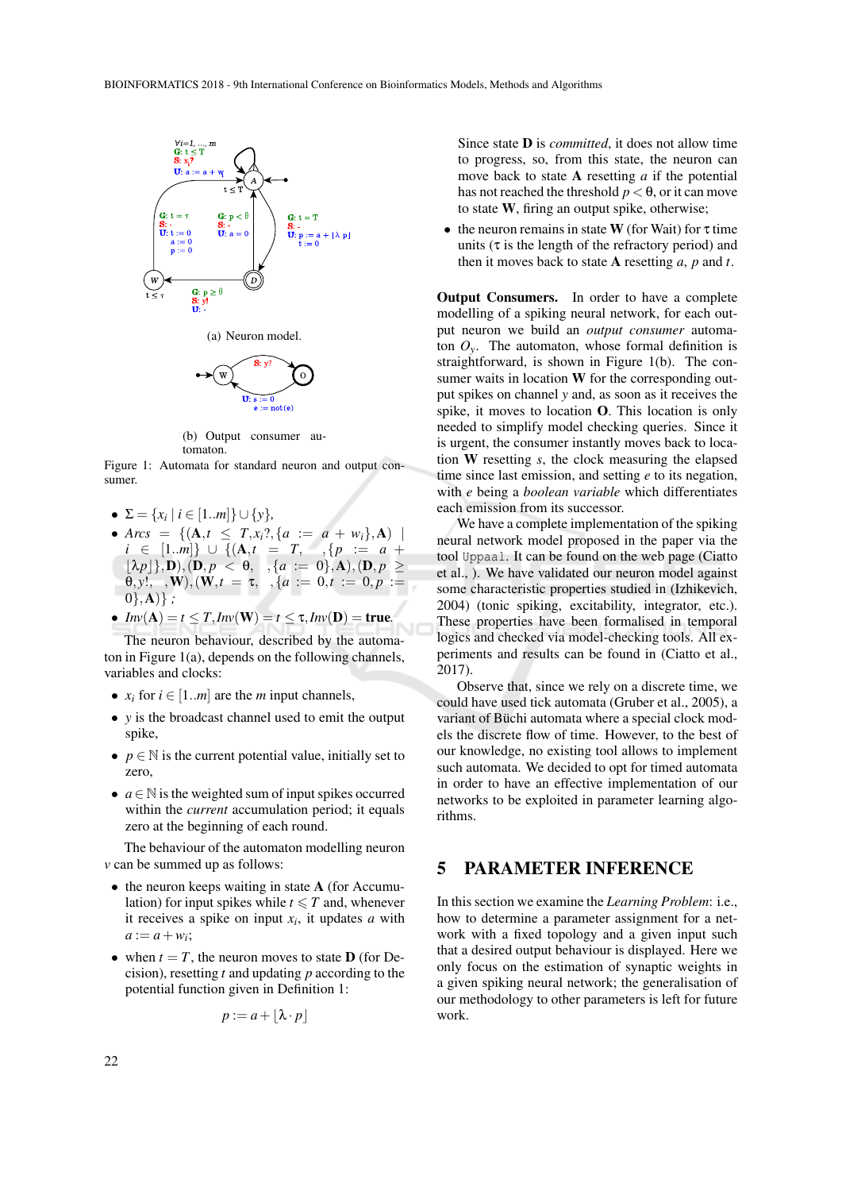Figure 1: Automata for standard neuron and output consumer.

(a) Neuron model.

(b) Output consumer automaton.

- $\Sigma = \{x_i \mid i \in [1..m]\} \cup \{y\}$,
- *Arcs* $= \{(\mathbf{A}, t \leq T, x_i?, \{a := a + w_i\}, \mathbf{A}) \mid i \in [1..m]\} \cup \{(\mathbf{A}, t = T, \ , \{p := a + \lfloor \lambda p \rfloor\}, \mathbf{D}), (\mathbf{D}, p < \theta, \ , \{a := 0\}, \mathbf{A}), (\mathbf{D}, p \geq \theta, y!, \ , \mathbf{W}), (\mathbf{W}, t = \tau, \ , \{a := 0, t := 0, p := 0\}, \mathbf{A})\}$ ;
- $Inv(\mathbf{A}) = t \leq T, Inv(\mathbf{W}) = t \leq \tau, Inv(\mathbf{D}) = \mathbf{true}$.

The neuron behaviour, described by the automaton in Figure 1(a), depends on the following channels, variables and clocks:

- $x_i$ for $i \in [1..m]$ are the $m$ input channels,
- $y$ is the broadcast channel used to emit the output spike,
- $p \in \mathbb{N}$ is the current potential value, initially set to zero,
- $a \in \mathbb{N}$ is the weighted sum of input spikes occurred within the *current* accumulation period; it equals zero at the beginning of each round.

The behaviour of the automaton modelling neuron $v$ can be summed up as follows:

- the neuron keeps waiting in state **A** (for Accumulation) for input spikes while $t \leq T$ and, whenever it receives a spike on input $x_i$, it updates $a$ with $a := a + w_i$;
- when $t = T$, the neuron moves to state **D** (for Decision), resetting $t$ and updating $p$ according to the potential function given in Definition 1:

$$p := a + \lfloor \lambda \cdot p \rfloor$$

Since state **D** is *committed*, it does not allow time to progress, so, from this state, the neuron can move back to state **A** resetting $a$ if the potential has not reached the threshold $p < \theta$, or it can move to state **W**, firing an output spike, otherwise;

- the neuron remains in state **W** (for Wait) for $\tau$ time units ($\tau$ is the length of the refractory period) and then it moves back to state **A** resetting $a$, $p$ and $t$.

**Output Consumers.** In order to have a complete modelling of a spiking neural network, for each output neuron we build an *output consumer* automaton $O_y$. The automaton, whose formal definition is straightforward, is shown in Figure 1(b). The consumer waits in location **W** for the corresponding output spikes on channel $y$ and, as soon as it receives the spike, it moves to location **O**. This location is only needed to simplify model checking queries. Since it is urgent, the consumer instantly moves back to location **W** resetting $s$, the clock measuring the elapsed time since last emission, and setting $e$ to its negation, with $e$ being a *boolean variable* which differentiates each emission from its successor.

We have a complete implementation of the spiking neural network model proposed in the paper via the tool `Uppaal`. It can be found on the web page (Ciatto et al., ). We have validated our neuron model against some characteristic properties studied in (Izhikevich, 2004) (tonic spiking, excitability, integrator, etc.). These properties have been formalised in temporal logics and checked via model-checking tools. All experiments and results can be found in (Ciatto et al., 2017).

Observe that, since we rely on a discrete time, we could have used tick automata (Gruber et al., 2005), a variant of Büchi automata where a special clock models the discrete flow of time. However, to the best of our knowledge, no existing tool allows to implement such automata. We decided to opt for timed automata in order to have an effective implementation of our networks to be exploited in parameter learning algorithms.

## 5 PARAMETER INFERENCE

In this section we examine the *Learning Problem*: i.e., how to determine a parameter assignment for a network with a fixed topology and a given input such that a desired output behaviour is displayed. Here we only focus on the estimation of synaptic weights in a given spiking neural network; the generalisation of our methodology to other parameters is left for future work.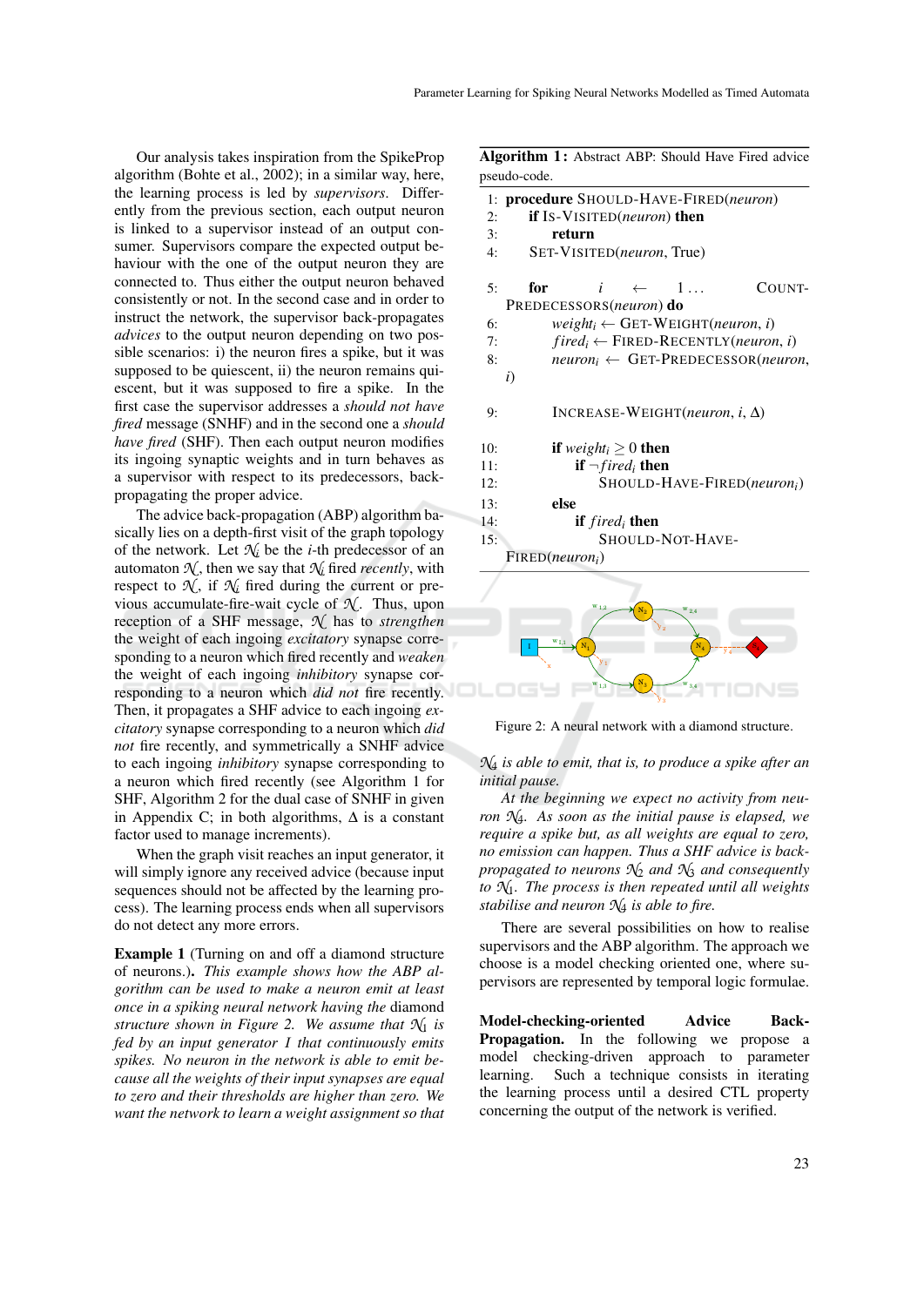Our analysis takes inspiration from the SpikeProp algorithm (Bohte et al., 2002); in a similar way, here, the learning process is led by *supervisors*. Differently from the previous section, each output neuron is linked to a supervisor instead of an output consumer. Supervisors compare the expected output behaviour with the one of the output neuron they are connected to. Thus either the output neuron behaved consistently or not. In the second case and in order to instruct the network, the supervisor back-propagates *advices* to the output neuron depending on two possible scenarios: i) the neuron fires a spike, but it was supposed to be quiescent, ii) the neuron remains quiescent, but it was supposed to fire a spike. In the first case the supervisor addresses a *should not have fired* message (SNHF) and in the second one a *should have fired* (SHF). Then each output neuron modifies its ingoing synaptic weights and in turn behaves as a supervisor with respect to its predecessors, back-propagating the proper advice.

The advice back-propagation (ABP) algorithm basically lies on a depth-first visit of the graph topology of the network. Let $\mathcal{N}_i$ be the $i$-th predecessor of an automaton $\mathcal{N}$, then we say that $\mathcal{N}_i$ fired *recently*, with respect to $\mathcal{N}$, if $\mathcal{N}_i$ fired during the current or previous accumulate-fire-wait cycle of $\mathcal{N}$. Thus, upon reception of a SHF message, $\mathcal{N}$ has to *strengthen* the weight of each ingoing *excitatory* synapse corresponding to a neuron which fired recently and *weaken* the weight of each ingoing *inhibitory* synapse corresponding to a neuron which *did not* fire recently. Then, it propagates a SHF advice to each ingoing *excitatory* synapse corresponding to a neuron which *did not* fire recently, and symmetrically a SNHF advice to each ingoing *inhibitory* synapse corresponding to a neuron which fired recently (see Algorithm 1 for SHF, Algorithm 2 for the dual case of SNHF in given in Appendix C; in both algorithms, $\Delta$ is a constant factor used to manage increments).

When the graph visit reaches an input generator, it will simply ignore any received advice (because input sequences should not be affected by the learning process). The learning process ends when all supervisors do not detect any more errors.

**Example 1** (Turning on and off a diamond structure of neurons.). *This example shows how the ABP algorithm can be used to make a neuron emit at least once in a spiking neural network having the* diamond *structure shown in Figure 2. We assume that $\mathcal{N}_1$ is fed by an input generator I that continuously emits spikes. No neuron in the network is able to emit because all the weights of their input synapses are equal to zero and their thresholds are higher than zero. We want the network to learn a weight assignment so that $\mathcal{N}_4$ is able to emit, that is, to produce a spike after an initial pause.*

*At the beginning we expect no activity from neuron $\mathcal{N}_4$. As soon as the initial pause is elapsed, we require a spike but, as all weights are equal to zero, no emission can happen. Thus a SHF advice is back-propagated to neurons $\mathcal{N}_2$ and $\mathcal{N}_3$ and consequently to $\mathcal{N}_1$. The process is then repeated until all weights stabilise and neuron $\mathcal{N}_4$ is able to fire.*

**Algorithm 1:** Abstract ABP: Should Have Fired advice pseudo-code.

```
1:  procedure SHOULD-HAVE-FIRED(neuron)
2:      if IS-VISITED(neuron) then
3:          return
4:      SET-VISITED(neuron, True)

5:      for i ← 1 ... COUNT-PREDECESSORS(neuron) do
6:          weight_i ← GET-WEIGHT(neuron, i)
7:          fired_i ← FIRED-RECENTLY(neuron, i)
8:          neuron_i ← GET-PREDECESSOR(neuron, i)

9:          INCREASE-WEIGHT(neuron, i, Δ)

10:         if weight_i ≥ 0 then
11:             if ¬fired_i then
12:                 SHOULD-HAVE-FIRED(neuron_i)
13:         else
14:             if fired_i then
15:                 SHOULD-NOT-HAVE-FIRED(neuron_i)
```

Figure 2: A neural network with a diamond structure.

There are several possibilities on how to realise supervisors and the ABP algorithm. The approach we choose is a model checking oriented one, where supervisors are represented by temporal logic formulae.

**Model-checking-oriented Advice Back-Propagation.** In the following we propose a model checking-driven approach to parameter learning. Such a technique consists in iterating the learning process until a desired CTL property concerning the output of the network is verified.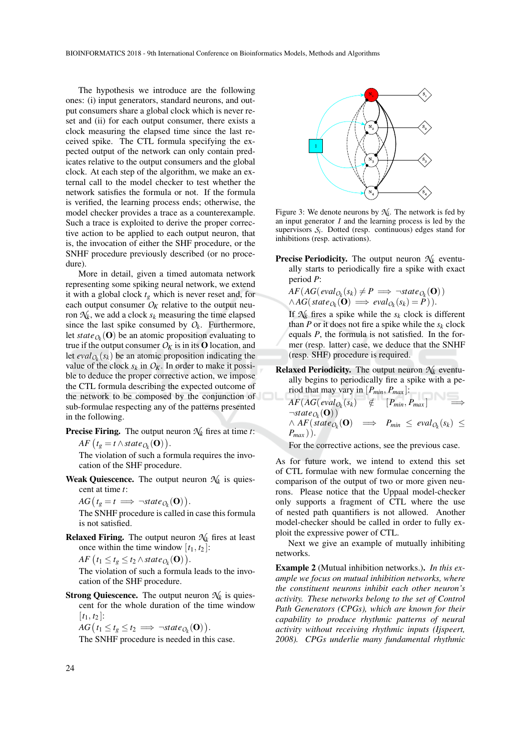The hypothesis we introduce are the following ones: (i) input generators, standard neurons, and output consumers share a global clock which is never reset and (ii) for each output consumer, there exists a clock measuring the elapsed time since the last received spike. The CTL formula specifying the expected output of the network can only contain predicates relative to the output consumers and the global clock. At each step of the algorithm, we make an external call to the model checker to test whether the network satisfies the formula or not. If the formula is verified, the learning process ends; otherwise, the model checker provides a trace as a counterexample. Such a trace is exploited to derive the proper corrective action to be applied to each output neuron, that is, the invocation of either the SHF procedure, or the SNHF procedure previously described (or no procedure).

More in detail, given a timed automata network representing some spiking neural network, we extend it with a global clock $t_g$ which is never reset and, for each output consumer $O_K$ relative to the output neuron $\mathcal{N}_k$, we add a clock $s_k$ measuring the time elapsed since the last spike consumed by $O_k$. Furthermore, let $state_{O_k}(\mathbf{O})$ be an atomic proposition evaluating to true if the output consumer $O_K$ is in its $\mathbf{O}$ location, and let $eval_{O_k}(s_k)$ be an atomic proposition indicating the value of the clock $s_k$ in $O_K$. In order to make it possible to deduce the proper corrective action, we impose the CTL formula describing the expected outcome of the network to be composed by the conjunction of sub-formulae respecting any of the patterns presented in the following.

**Precise Firing.** The output neuron $\mathcal{N}_k$ fires at time $t$:

$AF\left(t_g = t \wedge state_{O_k}(\mathbf{O})\right)$.

The violation of such a formula requires the invocation of the SHF procedure.

**Weak Quiescence.** The output neuron $\mathcal{N}_k$ is quiescent at time $t$:

$AG\left(t_g = t \implies \neg state_{O_k}(\mathbf{O})\right)$.

The SNHF procedure is called in case this formula is not satisfied.

**Relaxed Firing.** The output neuron $\mathcal{N}_k$ fires at least once within the time window $[t_1, t_2]$:

$AF\left(t_1 \leq t_g \leq t_2 \wedge state_{O_k}(\mathbf{O})\right)$.

The violation of such a formula leads to the invocation of the SHF procedure.

**Strong Quiescence.** The output neuron $\mathcal{N}_k$ is quiescent for the whole duration of the time window $[t_1, t_2]$:

$AG\left(t_1 \leq t_g \leq t_2 \implies \neg state_{O_k}(\mathbf{O})\right)$.

The SNHF procedure is needed in this case.

Figure 3: We denote neurons by $\mathcal{N}_i$. The network is fed by an input generator $I$ and the learning process is led by the supervisors $S_i$. Dotted (resp. continuous) edges stand for inhibitions (resp. activations).

**Precise Periodicity.** The output neuron $\mathcal{N}_k$ eventually starts to periodically fire a spike with exact period $P$:

$AF(AG(eval_{O_k}(s_k) \neq P \implies \neg state_{O_k}(\mathbf{O}))$
$\wedge AG(state_{O_k}(\mathbf{O}) \implies eval_{O_k}(s_k) = P))$.

If $\mathcal{N}_k$ fires a spike while the $s_k$ clock is different than $P$ or it does not fire a spike while the $s_k$ clock equals $P$, the formula is not satisfied. In the former (resp. latter) case, we deduce that the SNHF (resp. SHF) procedure is required.

**Relaxed Periodicity.** The output neuron $\mathcal{N}_k$ eventually begins to periodically fire a spike with a period that may vary in $[P_{min}, P_{max}]$:

$AF(AG(eval_{O_k}(s_k) \notin [P_{min}, P_{max}] \implies \neg state_{O_k}(\mathbf{O}))$
$\wedge AF(state_{O_k}(\mathbf{O}) \implies P_{min} \leq eval_{O_k}(s_k) \leq P_{max}))$.

For the corrective actions, see the previous case.

As for future work, we intend to extend this set of CTL formulae with new formulae concerning the comparison of the output of two or more given neurons. Please notice that the Uppaal model-checker only supports a fragment of CTL where the use of nested path quantifiers is not allowed. Another model-checker should be called in order to fully exploit the expressive power of CTL.

Next we give an example of mutually inhibiting networks.

**Example 2** (Mutual inhibition networks.)**.** *In this example we focus on mutual inhibition networks, where the constituent neurons inhibit each other neuron's activity. These networks belong to the set of Control Path Generators (CPGs), which are known for their capability to produce rhythmic patterns of neural activity without receiving rhythmic inputs (Ijspeert, 2008). CPGs underlie many fundamental rhythmic*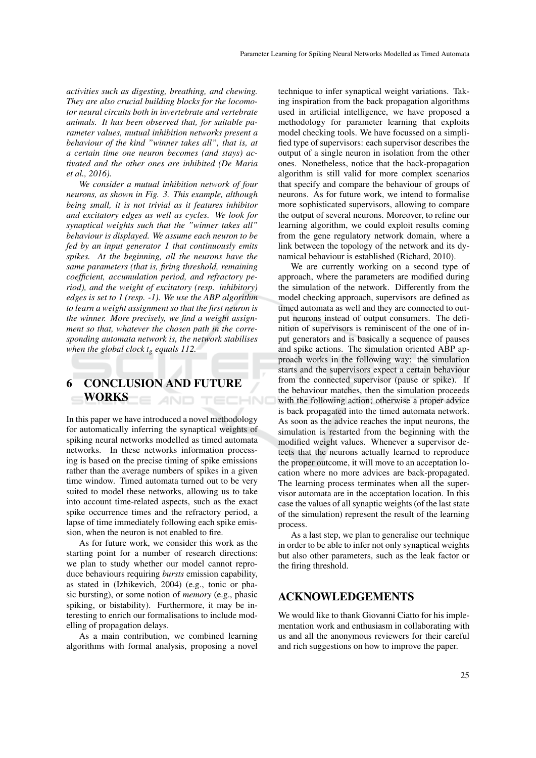*activities such as digesting, breathing, and chewing. They are also crucial building blocks for the locomotor neural circuits both in invertebrate and vertebrate animals. It has been observed that, for suitable parameter values, mutual inhibition networks present a behaviour of the kind "winner takes all", that is, at a certain time one neuron becomes (and stays) activated and the other ones are inhibited (De Maria et al., 2016).*

*We consider a mutual inhibition network of four neurons, as shown in Fig. 3. This example, although being small, it is not trivial as it features inhibitor and excitatory edges as well as cycles. We look for synaptical weights such that the "winner takes all" behaviour is displayed. We assume each neuron to be fed by an input generator I that continuously emits spikes. At the beginning, all the neurons have the same parameters (that is, firing threshold, remaining coefficient, accumulation period, and refractory period), and the weight of excitatory (resp. inhibitory) edges is set to 1 (resp. -1). We use the ABP algorithm to learn a weight assignment so that the first neuron is the winner. More precisely, we find a weight assignment so that, whatever the chosen path in the corresponding automata network is, the network stabilises when the global clock $t_g$ equals 112.*

# 6 CONCLUSION AND FUTURE WORKS

In this paper we have introduced a novel methodology for automatically inferring the synaptical weights of spiking neural networks modelled as timed automata networks. In these networks information processing is based on the precise timing of spike emissions rather than the average numbers of spikes in a given time window. Timed automata turned out to be very suited to model these networks, allowing us to take into account time-related aspects, such as the exact spike occurrence times and the refractory period, a lapse of time immediately following each spike emission, when the neuron is not enabled to fire.

As for future work, we consider this work as the starting point for a number of research directions: we plan to study whether our model cannot reproduce behaviours requiring *bursts* emission capability, as stated in (Izhikevich, 2004) (e.g., tonic or phasic bursting), or some notion of *memory* (e.g., phasic spiking, or bistability). Furthermore, it may be interesting to enrich our formalisations to include modelling of propagation delays.

As a main contribution, we combined learning algorithms with formal analysis, proposing a novel technique to infer synaptical weight variations. Taking inspiration from the back propagation algorithms used in artificial intelligence, we have proposed a methodology for parameter learning that exploits model checking tools. We have focussed on a simplified type of supervisors: each supervisor describes the output of a single neuron in isolation from the other ones. Nonetheless, notice that the back-propagation algorithm is still valid for more complex scenarios that specify and compare the behaviour of groups of neurons. As for future work, we intend to formalise more sophisticated supervisors, allowing to compare the output of several neurons. Moreover, to refine our learning algorithm, we could exploit results coming from the gene regulatory network domain, where a link between the topology of the network and its dynamical behaviour is established (Richard, 2010).

We are currently working on a second type of approach, where the parameters are modified during the simulation of the network. Differently from the model checking approach, supervisors are defined as timed automata as well and they are connected to output neurons instead of output consumers. The definition of supervisors is reminiscent of the one of input generators and is basically a sequence of pauses and spike actions. The simulation oriented ABP approach works in the following way: the simulation starts and the supervisors expect a certain behaviour from the connected supervisor (pause or spike). If the behaviour matches, then the simulation proceeds with the following action; otherwise a proper advice is back propagated into the timed automata network. As soon as the advice reaches the input neurons, the simulation is restarted from the beginning with the modified weight values. Whenever a supervisor detects that the neurons actually learned to reproduce the proper outcome, it will move to an acceptation location where no more advices are back-propagated. The learning process terminates when all the supervisor automata are in the acceptation location. In this case the values of all synaptic weights (of the last state of the simulation) represent the result of the learning process.

As a last step, we plan to generalise our technique in order to be able to infer not only synaptical weights but also other parameters, such as the leak factor or the firing threshold.

# ACKNOWLEDGEMENTS

We would like to thank Giovanni Ciatto for his implementation work and enthusiasm in collaborating with us and all the anonymous reviewers for their careful and rich suggestions on how to improve the paper.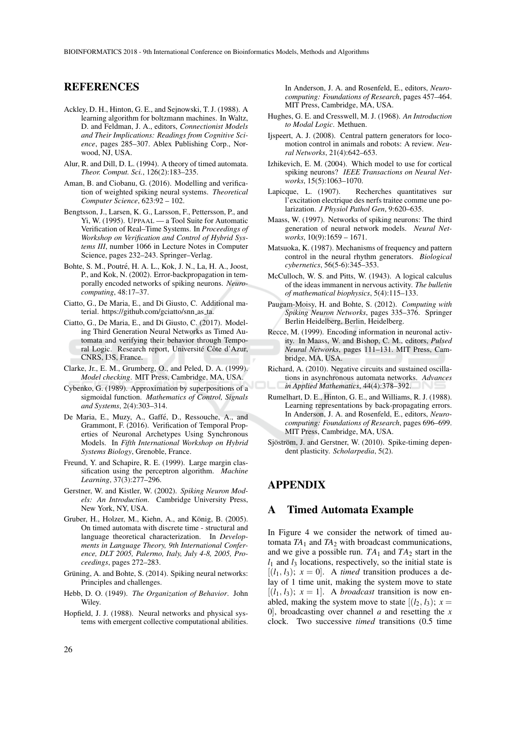## REFERENCES

Ackley, D. H., Hinton, G. E., and Sejnowski, T. J. (1988). A learning algorithm for boltzmann machines. In Waltz, D. and Feldman, J. A., editors, *Connectionist Models and Their Implications: Readings from Cognitive Science*, pages 285–307. Ablex Publishing Corp., Norwood, NJ, USA.

Alur, R. and Dill, D. L. (1994). A theory of timed automata. *Theor. Comput. Sci.*, 126(2):183–235.

Aman, B. and Ciobanu, G. (2016). Modelling and verification of weighted spiking neural systems. *Theoretical Computer Science*, 623:92 – 102.

Bengtsson, J., Larsen, K. G., Larsson, F., Pettersson, P., and Yi, W. (1995). UPPAAL — a Tool Suite for Automatic Verification of Real–Time Systems. In *Proceedings of Workshop on Verification and Control of Hybrid Systems III*, number 1066 in Lecture Notes in Computer Science, pages 232–243. Springer–Verlag.

Bohte, S. M., Poutré, H. A. L., Kok, J. N., La, H. A., Joost, P., and Kok, N. (2002). Error-backpropagation in temporally encoded networks of spiking neurons. *Neurocomputing*, 48:17–37.

Ciatto, G., De Maria, E., and Di Giusto, C. Additional material. https://github.com/gciatto/snn_as_ta.

Ciatto, G., De Maria, E., and Di Giusto, C. (2017). Modeling Third Generation Neural Networks as Timed Automata and verifying their behavior through Temporal Logic. Research report, Université Côte d'Azur, CNRS, I3S, France.

Clarke, Jr., E. M., Grumberg, O., and Peled, D. A. (1999). *Model checking*. MIT Press, Cambridge, MA, USA.

Cybenko, G. (1989). Approximation by superpositions of a sigmoidal function. *Mathematics of Control, Signals and Systems*, 2(4):303–314.

De Maria, E., Muzy, A., Gaffé, D., Ressouche, A., and Grammont, F. (2016). Verification of Temporal Properties of Neuronal Archetypes Using Synchronous Models. In *Fifth International Workshop on Hybrid Systems Biology*, Grenoble, France.

Freund, Y. and Schapire, R. E. (1999). Large margin classification using the perceptron algorithm. *Machine Learning*, 37(3):277–296.

Gerstner, W. and Kistler, W. (2002). *Spiking Neuron Models: An Introduction*. Cambridge University Press, New York, NY, USA.

Gruber, H., Holzer, M., Kiehn, A., and König, B. (2005). On timed automata with discrete time - structural and language theoretical characterization. In *Developments in Language Theory, 9th International Conference, DLT 2005, Palermo, Italy, July 4-8, 2005, Proceedings*, pages 272–283.

Grüning, A. and Bohte, S. (2014). Spiking neural networks: Principles and challenges.

Hebb, D. O. (1949). *The Organization of Behavior*. John Wiley.

Hopfield, J. J. (1988). Neural networks and physical systems with emergent collective computational abilities. In Anderson, J. A. and Rosenfeld, E., editors, *Neurocomputing: Foundations of Research*, pages 457–464. MIT Press, Cambridge, MA, USA.

Hughes, G. E. and Cresswell, M. J. (1968). *An Introduction to Modal Logic*. Methuen.

Ijspeert, A. J. (2008). Central pattern generators for locomotion control in animals and robots: A review. *Neural Networks*, 21(4):642–653.

Izhikevich, E. M. (2004). Which model to use for cortical spiking neurons? *IEEE Transactions on Neural Networks*, 15(5):1063–1070.

Lapicque, L. (1907). Recherches quantitatives sur l'excitation electrique des nerfs traitee comme une polarization. *J Physiol Pathol Gen*, 9:620–635.

Maass, W. (1997). Networks of spiking neurons: The third generation of neural network models. *Neural Networks*, 10(9):1659 – 1671.

Matsuoka, K. (1987). Mechanisms of frequency and pattern control in the neural rhythm generators. *Biological cybernetics*, 56(5-6):345–353.

McCulloch, W. S. and Pitts, W. (1943). A logical calculus of the ideas immanent in nervous activity. *The bulletin of mathematical biophysics*, 5(4):115–133.

Paugam-Moisy, H. and Bohte, S. (2012). *Computing with Spiking Neuron Networks*, pages 335–376. Springer Berlin Heidelberg, Berlin, Heidelberg.

Recce, M. (1999). Encoding information in neuronal activity. In Maass, W. and Bishop, C. M., editors, *Pulsed Neural Networks*, pages 111–131. MIT Press, Cambridge, MA, USA.

Richard, A. (2010). Negative circuits and sustained oscillations in asynchronous automata networks. *Advances in Applied Mathematics*, 44(4):378–392.

Rumelhart, D. E., Hinton, G. E., and Williams, R. J. (1988). Learning representations by back-propagating errors. In Anderson, J. A. and Rosenfeld, E., editors, *Neurocomputing: Foundations of Research*, pages 696–699. MIT Press, Cambridge, MA, USA.

Sjöström, J. and Gerstner, W. (2010). Spike-timing dependent plasticity. *Scholarpedia*, 5(2).

## APPENDIX

### A Timed Automata Example

In Figure 4 we consider the network of timed automata $TA_1$ and $TA_2$ with broadcast communications, and we give a possible run. $TA_1$ and $TA_2$ start in the $l_1$ and $l_3$ locations, respectively, so the initial state is $[(l_1, l_3);\ x = 0]$. A *timed* transition produces a delay of 1 time unit, making the system move to state $[(l_1, l_3);\ x = 1]$. A *broadcast* transition is now enabled, making the system move to state $[(l_2, l_3);\ x = 0]$, broadcasting over channel $a$ and resetting the $x$ clock. Two successive *timed* transitions (0.5 time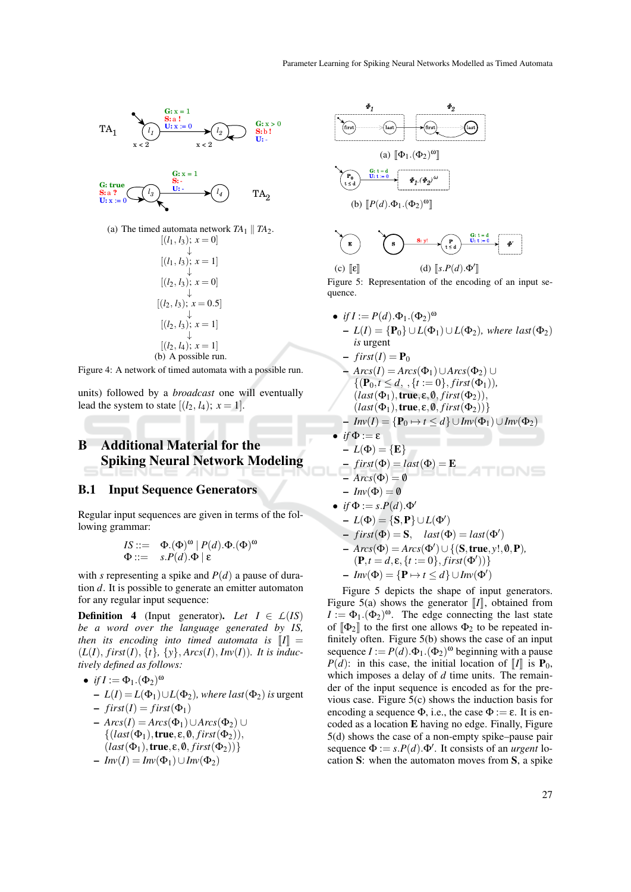TA$_1$

G: x = 1
S: a !
U: x := 0

G: x > 0
S: b !
U: -

x < 2 x < 2

G: true
S: a ?
U: x := 0

G: x = 1
S: -
U: -

TA$_2$

(a) The timed automata network $TA_1 \parallel TA_2$.

$[(l_1, l_3);\ x = 0]$
↓
$[(l_1, l_3);\ x = 1]$
↓
$[(l_2, l_3);\ x = 0]$
↓
$[(l_2, l_3);\ x = 0.5]$
↓
$[(l_2, l_3);\ x = 1]$
↓
$[(l_2, l_4);\ x = 1]$

(b) A possible run.

Figure 4: A network of timed automata with a possible run.

units) followed by a *broadcast* one will eventually lead the system to state $[(l_2, l_4);\ x = 1]$.

## B Additional Material for the Spiking Neural Network Modeling

### B.1 Input Sequence Generators

Regular input sequences are given in terms of the following grammar:

$$IS ::= \Phi.(\Phi)^{\omega} \mid P(d).\Phi.(\Phi)^{\omega}$$
$$\Phi ::= s.P(d).\Phi \mid \varepsilon$$

with $s$ representing a spike and $P(d)$ a pause of duration $d$. It is possible to generate an emitter automaton for any regular input sequence:

**Definition 4** (Input generator). *Let $I \in \mathcal{L}(IS)$ be a word over the language generated by IS, then its encoding into timed automata is $[\![I]\!] = (L(I), first(I), \{t\}, \{y\}, Arcs(I), Inv(I))$. It is inductively defined as follows:*

- *if $I := \Phi_1.(\Phi_2)^{\omega}$*
  - $L(I) = L(\Phi_1) \cup L(\Phi_2)$, *where $last(\Phi_2)$ is* urgent
  - $first(I) = first(\Phi_1)$
  - $Arcs(I) = Arcs(\Phi_1) \cup Arcs(\Phi_2) \cup \{(last(\Phi_1), \mathbf{true}, \varepsilon, \emptyset, first(\Phi_2)), (last(\Phi_1), \mathbf{true}, \varepsilon, \emptyset, first(\Phi_2))\}$
  - $Inv(I) = Inv(\Phi_1) \cup Inv(\Phi_2)$

Φ$_1$ Φ$_2$

first last first last

(a) $[\![\Phi_1.(\Phi_2)^{\omega}]\!]$

P$_0$ t ≤ d
G: t = d
U: t := 0
Φ$_1$.(Φ$_2$)$^{\omega}$

(b) $[\![P(d).\Phi_1.(\Phi_2)^{\omega}]\!]$

E

S S: y! P t ≤ d G: t = d U: t := 0 Φ'

(c) $[\![\varepsilon]\!]$ (d) $[\![s.P(d).\Phi']\!]$

Figure 5: Representation of the encoding of an input sequence.

- *if $I := P(d).\Phi_1.(\Phi_2)^{\omega}$*
  - $L(I) = \{\mathbf{P}_0\} \cup L(\Phi_1) \cup L(\Phi_2)$, *where $last(\Phi_2)$ is* urgent
  - $first(I) = \mathbf{P}_0$
  - $Arcs(I) = Arcs(\Phi_1) \cup Arcs(\Phi_2) \cup \{(\mathbf{P}_0, t \leq d, , \{t := 0\}, first(\Phi_1)), (last(\Phi_1), \mathbf{true}, \varepsilon, \emptyset, first(\Phi_2)), (last(\Phi_1), \mathbf{true}, \varepsilon, \emptyset, first(\Phi_2))\}$
  - $Inv(I) = \{\mathbf{P}_0 \mapsto t \leq d\} \cup Inv(\Phi_1) \cup Inv(\Phi_2)$
- *if $\Phi := \varepsilon$*
  - $L(\Phi) = \{\mathbf{E}\}$
  - $first(\Phi) = last(\Phi) = \mathbf{E}$
  - $Arcs(\Phi) = \emptyset$
  - $Inv(\Phi) = \emptyset$
- *if $\Phi := s.P(d).\Phi'$*
  - $L(\Phi) = \{\mathbf{S}, \mathbf{P}\} \cup L(\Phi')$
  - $first(\Phi) = \mathbf{S}$, $\quad last(\Phi) = last(\Phi')$
  - $Arcs(\Phi) = Arcs(\Phi') \cup \{(\mathbf{S}, \mathbf{true}, y!, \emptyset, \mathbf{P}), (\mathbf{P}, t = d, \varepsilon, \{t := 0\}, first(\Phi'))\}$
  - $Inv(\Phi) = \{\mathbf{P} \mapsto t \leq d\} \cup Inv(\Phi')$

Figure 5 depicts the shape of input generators. Figure 5(a) shows the generator $[\![I]\!]$, obtained from $I := \Phi_1.(\Phi_2)^{\omega}$. The edge connecting the last state of $[\![\Phi_2]\!]$ to the first one allows $\Phi_2$ to be repeated infinitely often. Figure 5(b) shows the case of an input sequence $I := P(d).\Phi_1.(\Phi_2)^{\omega}$ beginning with a pause $P(d)$: in this case, the initial location of $[\![I]\!]$ is $\mathbf{P}_0$, which imposes a delay of $d$ time units. The remainder of the input sequence is encoded as for the previous case. Figure 5(c) shows the induction basis for encoding a sequence $\Phi$, i.e., the case $\Phi := \varepsilon$. It is encoded as a location $\mathbf{E}$ having no edge. Finally, Figure 5(d) shows the case of a non-empty spike–pause pair sequence $\Phi := s.P(d).\Phi'$. It consists of an *urgent* location $\mathbf{S}$: when the automaton moves from $\mathbf{S}$, a spike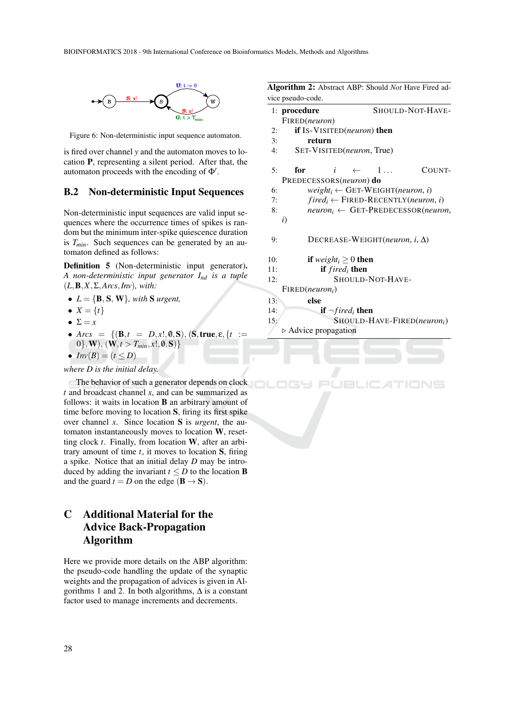Figure 6: Non-deterministic input sequence automaton.

is fired over channel $y$ and the automaton moves to location **P**, representing a silent period. After that, the automaton proceeds with the encoding of $\Phi'$.

## B.2 Non-deterministic Input Sequences

Non-deterministic input sequences are valid input sequences where the occurrence times of spikes is random but the minimum inter-spike quiescence duration is $T_{min}$. Such sequences can be generated by an automaton defined as follows:

**Definition 5** (Non-deterministic input generator)**.** *A non-deterministic input generator $I_{nd}$ is a tuple $(L, \mathbf{B}, X, \Sigma, Arcs, Inv)$, with:*

- $L = \{\mathbf{B}, \mathbf{S}, \mathbf{W}\}$*, with* **S** *urgent,*
- $X = \{t\}$
- $\Sigma = x$
- *Arcs* $= \{(\mathbf{B}, t = D, x!, \emptyset, \mathbf{S}), (\mathbf{S}, \mathbf{true}, \varepsilon, \{t := 0\}, \mathbf{W}), (\mathbf{W}, t > T_{min}, x!, \emptyset, \mathbf{S})\}$
- $Inv(B) = (t \leq D)$

*where $D$ is the initial delay.*

The behavior of such a generator depends on clock $t$ and broadcast channel $x$, and can be summarized as follows: it waits in location **B** an arbitrary amount of time before moving to location **S**, firing its first spike over channel $x$. Since location **S** is *urgent*, the automaton instantaneously moves to location **W**, resetting clock $t$. Finally, from location **W**, after an arbitrary amount of time $t$, it moves to location **S**, firing a spike. Notice that an initial delay $D$ may be introduced by adding the invariant $t \leq D$ to the location **B** and the guard $t = D$ on the edge $(\mathbf{B} \rightarrow \mathbf{S})$.

# C Additional Material for the Advice Back-Propagation Algorithm

Here we provide more details on the ABP algorithm: the pseudo-code handling the update of the synaptic weights and the propagation of advices is given in Algorithms 1 and 2. In both algorithms, $\Delta$ is a constant factor used to manage increments and decrements.

**Algorithm 2:** Abstract ABP: Should *Not* Have Fired advice pseudo-code.

```
1:  procedure SHOULD-NOT-HAVE-FIRED(neuron)
2:    if IS-VISITED(neuron) then
3:      return
4:    SET-VISITED(neuron, True)

5:    for i ← 1 ... COUNT-PREDECESSORS(neuron) do
6:      weight_i ← GET-WEIGHT(neuron, i)
7:      fired_i ← FIRED-RECENTLY(neuron, i)
8:      neuron_i ← GET-PREDECESSOR(neuron, i)

9:      DECREASE-WEIGHT(neuron, i, Δ)

10:     if weight_i ≥ 0 then
11:       if fired_i then
12:         SHOULD-NOT-HAVE-FIRED(neuron_i)
13:     else
14:       if ¬fired_i then
15:         SHOULD-HAVE-FIRED(neuron_i)
    ▷ Advice propagation
```